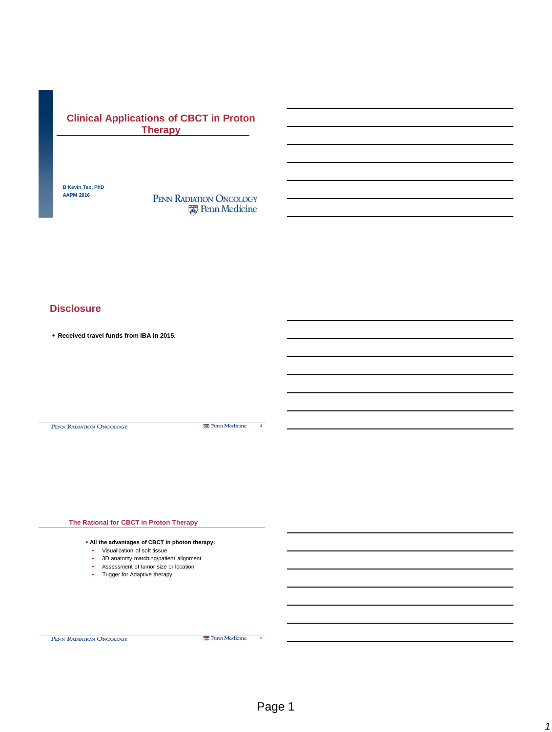# Clinical Applications of CBCT in Proton Therapy

**B Kevin Teo, PhD**
**AAPM 2016**

PENN RADIATION ONCOLOGY
Penn Medicine

## Disclosure

- **Received travel funds from IBA in 2015.**

## The Rational for CBCT in Proton Therapy

- **All the advantages of CBCT in photon therapy:**
  - Visualization of soft tissue
  - 3D anatomy matching/patient alignment
  - Assessment of tumor size or location
  - Trigger for Adaptive therapy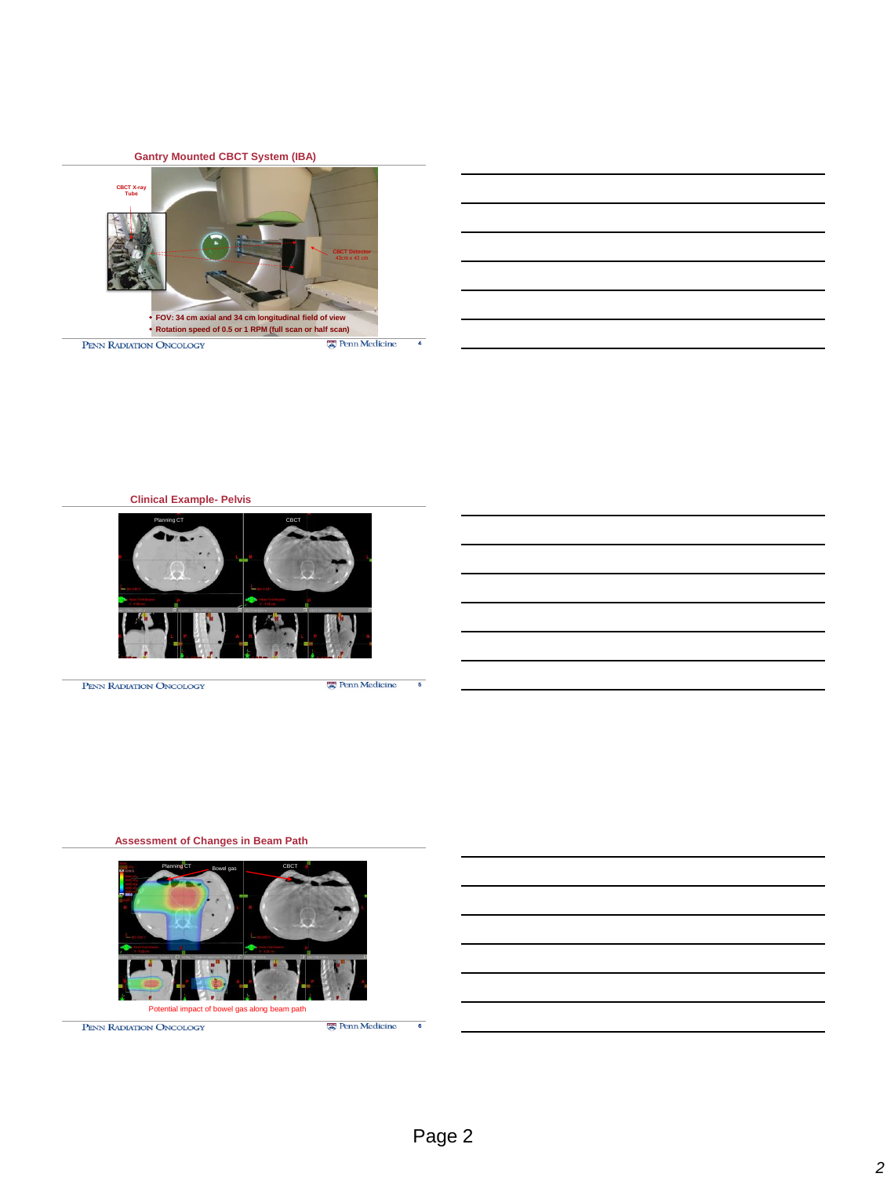## Gantry Mounted CBCT System (IBA)

CBCT X-ray Tube

CBCT Detector 43cm x 43 cm

- FOV: 34 cm axial and 34 cm longitudinal field of view
- Rotation speed of 0.5 or 1 RPM (full scan or half scan)

## Clinical Example- Pelvis

Planning CT

CBCT

## Assessment of Changes in Beam Path

Planning CT

Bowel gas

CBCT

Potential impact of bowel gas along beam path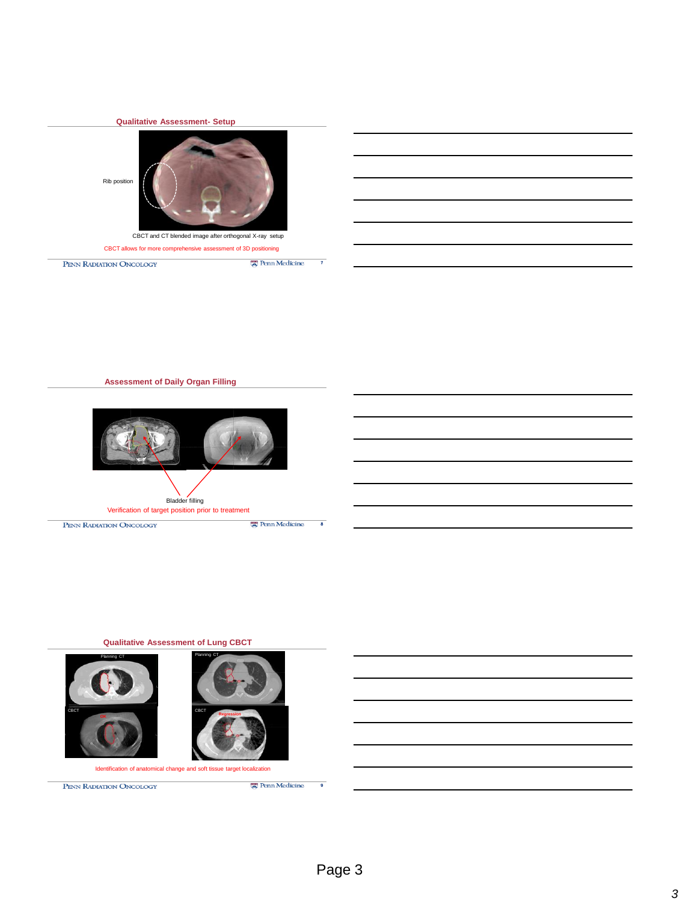## Qualitative Assessment- Setup

Rib position

CBCT and CT blended image after orthogonal X-ray setup

CBCT allows for more comprehensive assessment of 3D positioning

## Assessment of Daily Organ Filling

Bladder filling

Verification of target position prior to treatment

## Qualitative Assessment of Lung CBCT

Planning CT

Planning CT

CBCT

CBCT

Regression

Identification of anatomical change and soft tissue target localization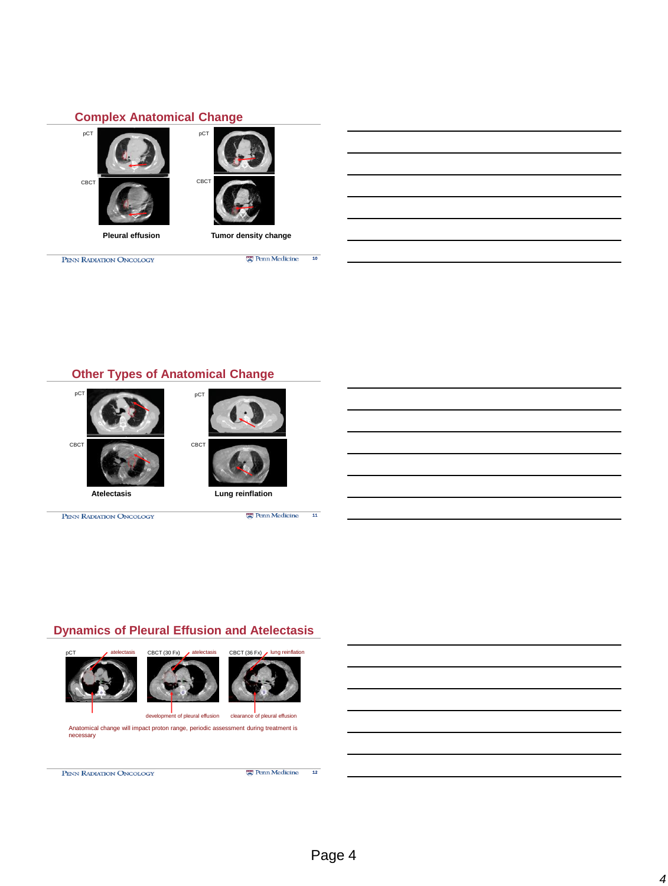## Complex Anatomical Change

pCT

CBCT

Pleural effusion

pCT

CBCT

Tumor density change

## Other Types of Anatomical Change

pCT

CBCT

Atelectasis

pCT

CBCT

Lung reinflation

## Dynamics of Pleural Effusion and Atelectasis

pCT — atelectasis

CBCT (30 Fx) — atelectasis — development of pleural effusion

CBCT (36 Fx) — lung reinflation — clearance of pleural effusion

Anatomical change will impact proton range, periodic assessment during treatment is necessary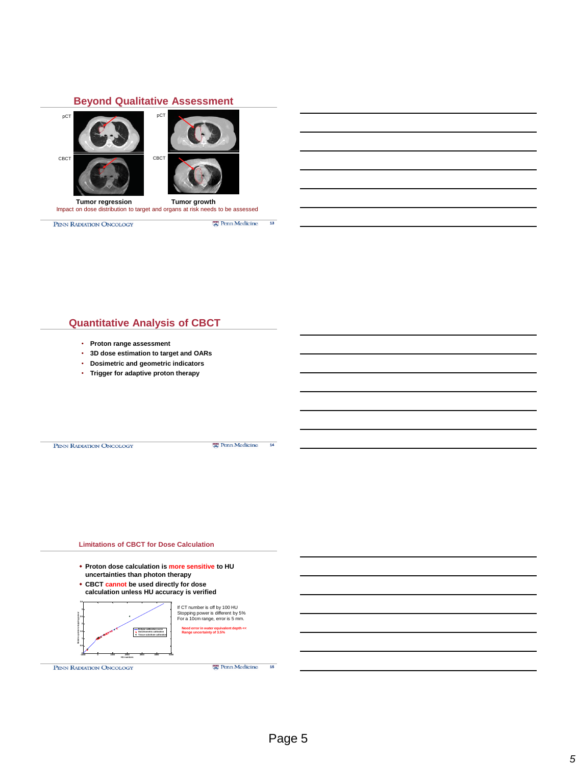## Beyond Qualitative Assessment

pCT

CBCT

Tumor regression

pCT

CBCT

Tumor growth

Impact on dose distribution to target and organs at risk needs to be assessed

## Quantitative Analysis of CBCT

- **Proton range assessment**
- **3D dose estimation to target and OARs**
- **Dosimetric and geometric indicators**
- **Trigger for adaptive proton therapy**

## Limitations of CBCT for Dose Calculation

- **Proton dose calculation is more sensitive to HU uncertainties than photon therapy**
- **CBCT cannot be used directly for dose calculation unless HU accuracy is verified**

If CT number is off by 100 HU
Stopping power is different by 5%
For a 10cm range, error is 5 mm.

Need error in water equivalent depth <<
Range uncertainty of 3.5%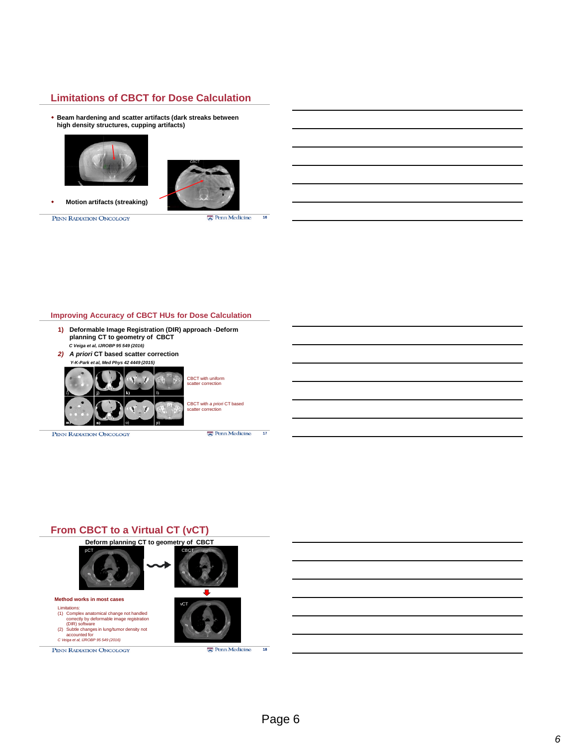## Limitations of CBCT for Dose Calculation

- **Beam hardening and scatter artifacts (dark streaks between high density structures, cupping artifacts)**

CBCT

- **Motion artifacts (streaking)**

## Improving Accuracy of CBCT HUs for Dose Calculation

1) **Deformable Image Registration (DIR) approach -Deform planning CT to geometry of CBCT**
   *C Veiga et al, IJROBP 95 549 (2016)*
2) ***A priori* CT based scatter correction**
   *Y-K-Park et al, Med Phys 42 4449 (2015)*

i) j) k) l)

CBCT with uniform scatter correction

m) n) o) p)

CBCT with *a priori* CT based scatter correction

## From CBCT to a Virtual CT (vCT)

**Deform planning CT to geometry of CBCT**

pCT

CBCT

vCT

**Method works in most cases**

Limitations:
(1) Complex anatomical change not handled correctly by deformable image registration (DIR) software
(2) Subtle changes in lung/tumor density not accounted for

*C Veiga et al, IJROBP 95 549 (2016)*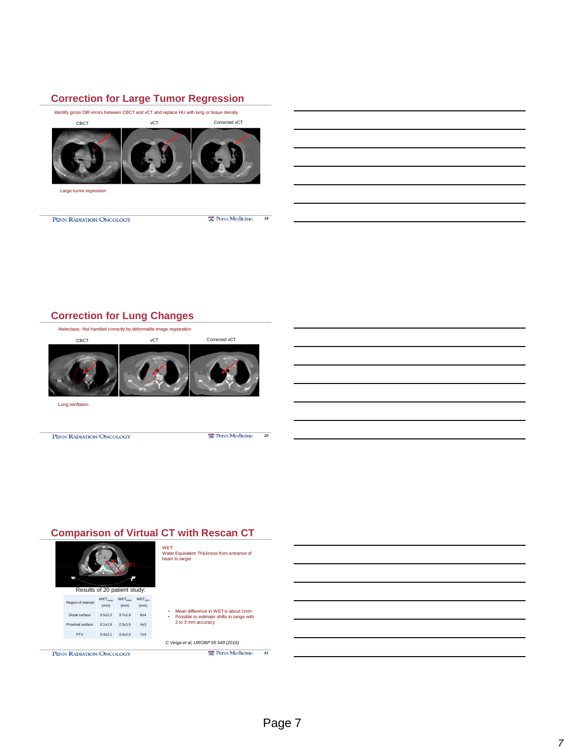## Correction for Large Tumor Regression

Identify gross DIR errors between CBCT and vCT and replace HU with lung or tissue density

CBCT | vCT | Corrected vCT

Large tumor regression

## Correction for Lung Changes

Atelectasis: Not handled correctly by deformable image registration

CBCT | vCT | Corrected vCT

Lung reinflation

## Comparison of Virtual CT with Rescan CT

WET:
Water Equivalent Thickness from entrance of beam to target

Results of 20 patient study:

| Region of interest | $WET_{mean}$ (mm) | $WET_{RMS}$ (mm) | $WET_{95\%}$ (mm) |
|---|---|---|---|
| Distal surface | 0.5±2.2 | 3.7±1.9 | 8±4 |
| Proximal surface | 0.1±1.9 | 2.3±1.5 | 4±3 |
| PTV | 0.4±2.1 | 3.4±2.0 | 7±4 |

- Mean difference in WET is about 1mm
- Possible to estimate shifts in range with 2 to 3 mm accuracy

*C Veiga et al, IJROBP 95 549 (2016)*

Page 7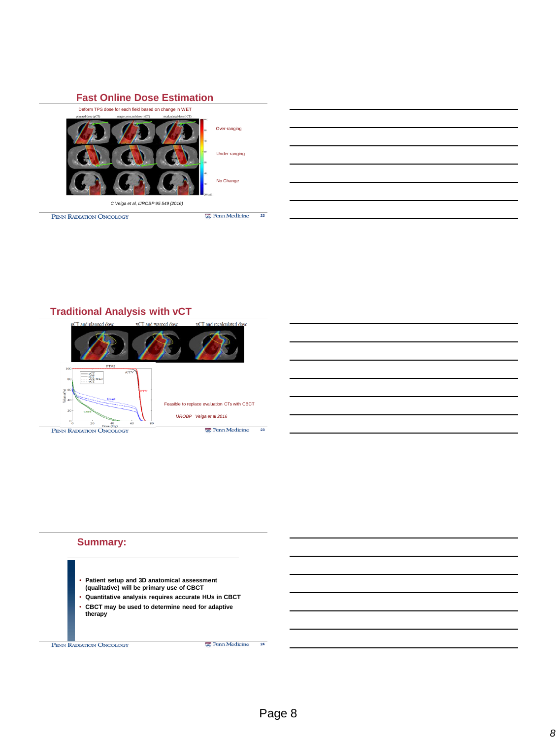## Fast Online Dose Estimation

Deform TPS dose for each field based on change in WET

Over-ranging

Under-ranging

No Change

*C Veiga et al, IJROBP 95 549 (2016)*

## Traditional Analysis with vCT

pCT and planned dose | vCT and warped dose | vCT and recalculated dose

Feasible to replace evaluation CTs with CBCT

*IJROBP Veiga et al 2016*

## Summary:

- **Patient setup and 3D anatomical assessment (qualitative) will be primary use of CBCT**
- **Quantitative analysis requires accurate HUs in CBCT**
- **CBCT may be used to determine need for adaptive therapy**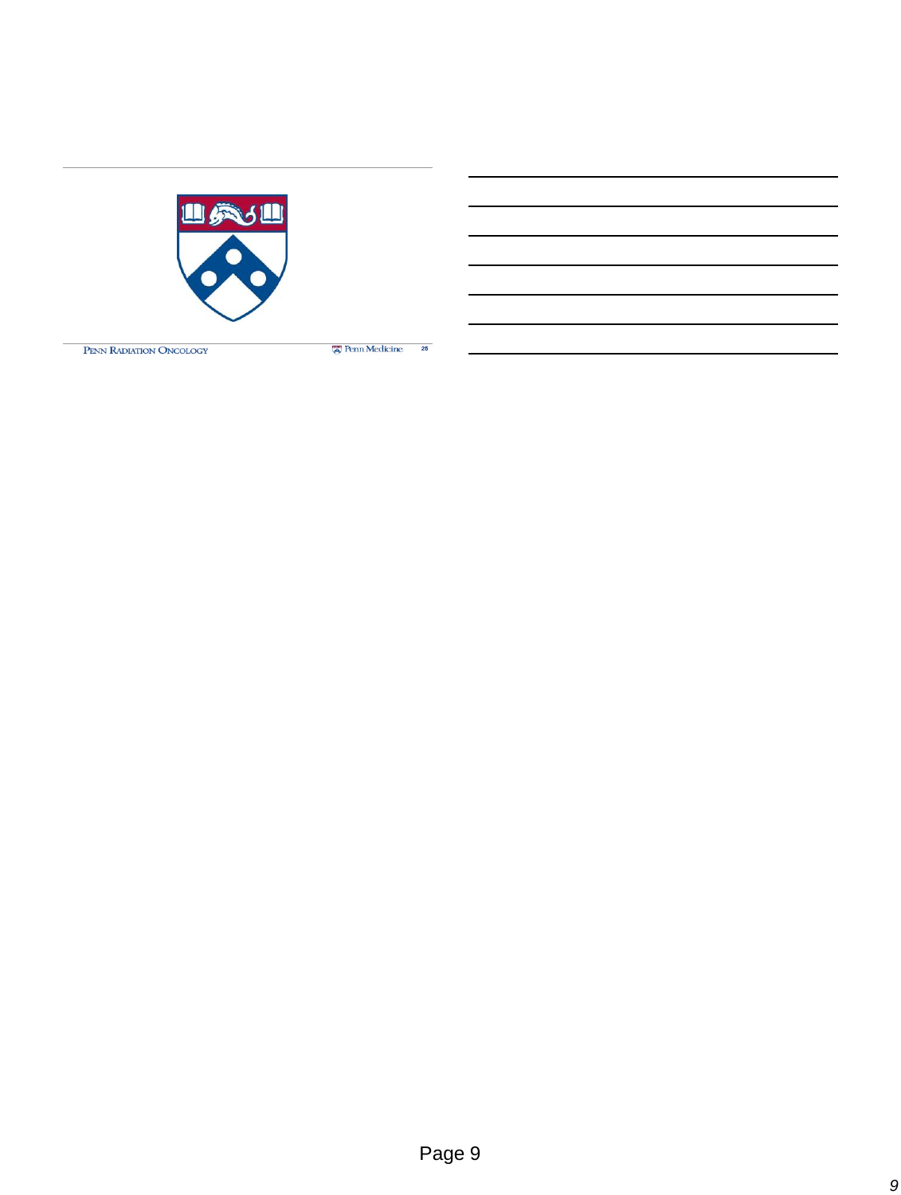PENN RADIATION ONCOLOGY

Penn Medicine 25